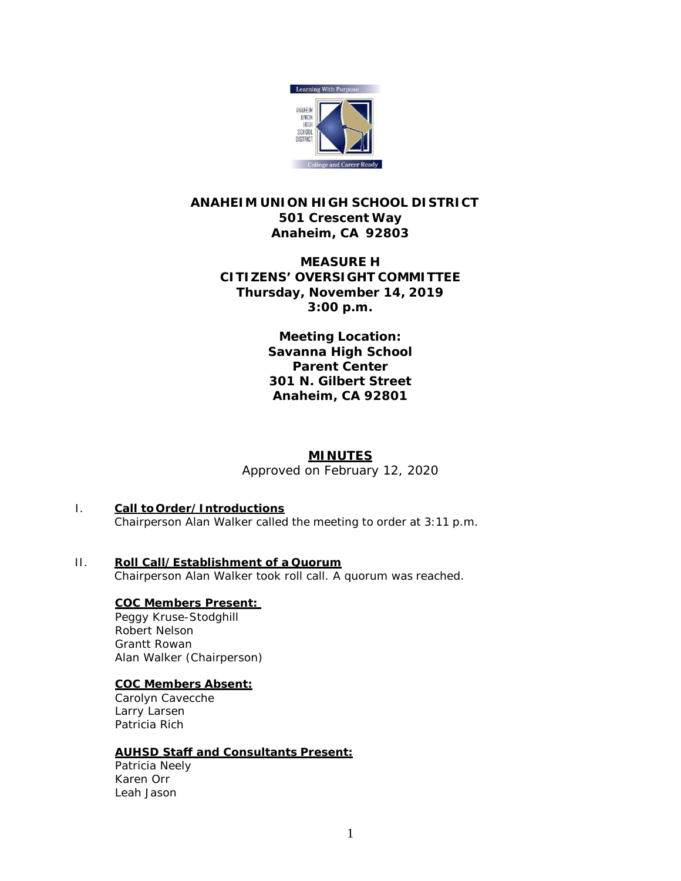**ANAHEIM UNION HIGH SCHOOL DISTRICT**
**501 Crescent Way**
**Anaheim, CA 92803**

**MEASURE H**
**CITIZENS' OVERSIGHT COMMITTEE**
**Thursday, November 14, 2019**
**3:00 p.m.**

**Meeting Location:**
**Savanna High School**
**Parent Center**
**301 N. Gilbert Street**
**Anaheim, CA 92801**

# MINUTES

Approved on February 12, 2020

## I. Call to Order/Introductions

Chairperson Alan Walker called the meeting to order at 3:11 p.m.

## II. Roll Call/Establishment of a Quorum

Chairperson Alan Walker took roll call. A quorum was reached.

**COC Members Present:**

Peggy Kruse-Stodghill
Robert Nelson
Grantt Rowan
Alan Walker (Chairperson)

**COC Members Absent:**

Carolyn Cavecche
Larry Larsen
Patricia Rich

**AUHSD Staff and Consultants Present:**

Patricia Neely
Karen Orr
Leah Jason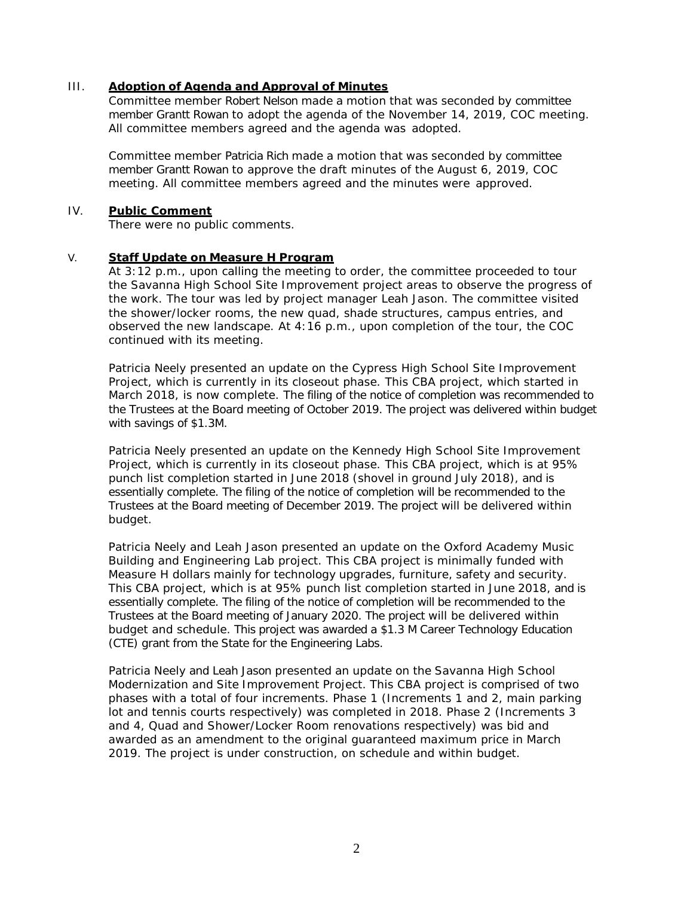III. **Adoption of Agenda and Approval of Minutes**

Committee member Robert Nelson made a motion that was seconded by committee member Grantt Rowan to adopt the agenda of the November 14, 2019, COC meeting. All committee members agreed and the agenda was adopted.

Committee member Patricia Rich made a motion that was seconded by committee member Grantt Rowan to approve the draft minutes of the August 6, 2019, COC meeting. All committee members agreed and the minutes were approved.

IV. **Public Comment**

There were no public comments.

V. **Staff Update on Measure H Program**

At 3:12 p.m., upon calling the meeting to order, the committee proceeded to tour the Savanna High School Site Improvement project areas to observe the progress of the work. The tour was led by project manager Leah Jason. The committee visited the shower/locker rooms, the new quad, shade structures, campus entries, and observed the new landscape. At 4:16 p.m., upon completion of the tour, the COC continued with its meeting.

Patricia Neely presented an update on the Cypress High School Site Improvement Project, which is currently in its closeout phase. This CBA project, which started in March 2018, is now complete. The filing of the notice of completion was recommended to the Trustees at the Board meeting of October 2019. The project was delivered within budget with savings of $1.3M.

Patricia Neely presented an update on the Kennedy High School Site Improvement Project, which is currently in its closeout phase. This CBA project, which is at 95% punch list completion started in June 2018 (shovel in ground July 2018), and is essentially complete. The filing of the notice of completion will be recommended to the Trustees at the Board meeting of December 2019. The project will be delivered within budget.

Patricia Neely and Leah Jason presented an update on the Oxford Academy Music Building and Engineering Lab project. This CBA project is minimally funded with Measure H dollars mainly for technology upgrades, furniture, safety and security. This CBA project, which is at 95% punch list completion started in June 2018, and is essentially complete. The filing of the notice of completion will be recommended to the Trustees at the Board meeting of January 2020. The project will be delivered within budget and schedule. This project was awarded a $1.3 M Career Technology Education (CTE) grant from the State for the Engineering Labs.

Patricia Neely and Leah Jason presented an update on the Savanna High School Modernization and Site Improvement Project. This CBA project is comprised of two phases with a total of four increments. Phase 1 (Increments 1 and 2, main parking lot and tennis courts respectively) was completed in 2018. Phase 2 (Increments 3 and 4, Quad and Shower/Locker Room renovations respectively) was bid and awarded as an amendment to the original guaranteed maximum price in March 2019. The project is under construction, on schedule and within budget.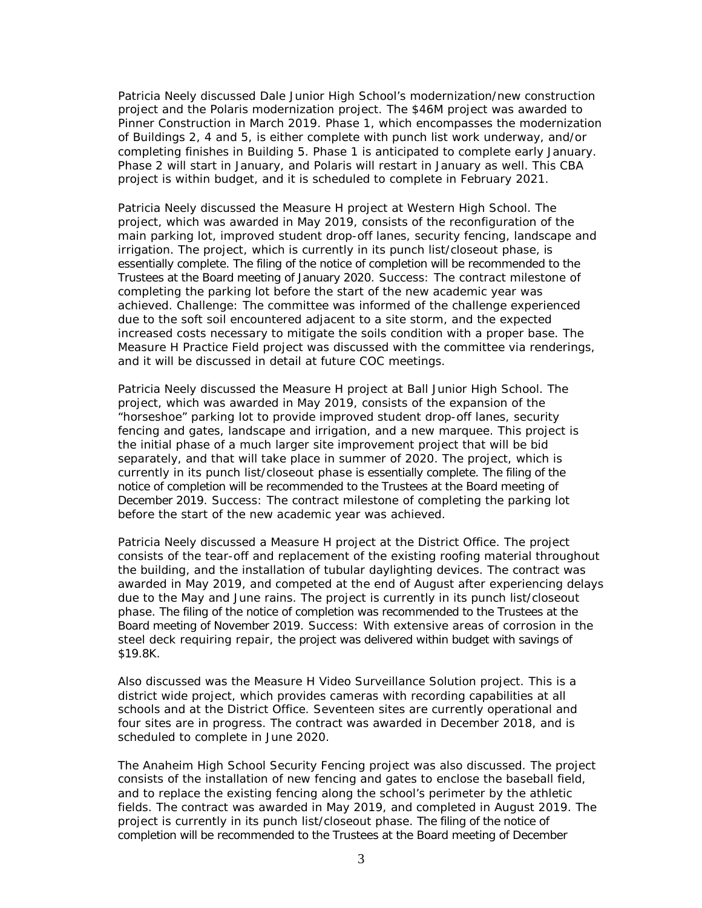Patricia Neely discussed Dale Junior High School's modernization/new construction project and the Polaris modernization project. The $46M project was awarded to Pinner Construction in March 2019. Phase 1, which encompasses the modernization of Buildings 2, 4 and 5, is either complete with punch list work underway, and/or completing finishes in Building 5. Phase 1 is anticipated to complete early January. Phase 2 will start in January, and Polaris will restart in January as well. This CBA project is within budget, and it is scheduled to complete in February 2021.

Patricia Neely discussed the Measure H project at Western High School. The project, which was awarded in May 2019, consists of the reconfiguration of the main parking lot, improved student drop-off lanes, security fencing, landscape and irrigation. The project, which is currently in its punch list/closeout phase, is essentially complete. The filing of the notice of completion will be recommended to the Trustees at the Board meeting of January 2020. Success: The contract milestone of completing the parking lot before the start of the new academic year was achieved. Challenge: The committee was informed of the challenge experienced due to the soft soil encountered adjacent to a site storm, and the expected increased costs necessary to mitigate the soils condition with a proper base. The Measure H Practice Field project was discussed with the committee via renderings, and it will be discussed in detail at future COC meetings.

Patricia Neely discussed the Measure H project at Ball Junior High School. The project, which was awarded in May 2019, consists of the expansion of the "horseshoe" parking lot to provide improved student drop-off lanes, security fencing and gates, landscape and irrigation, and a new marquee. This project is the initial phase of a much larger site improvement project that will be bid separately, and that will take place in summer of 2020. The project, which is currently in its punch list/closeout phase is essentially complete. The filing of the notice of completion will be recommended to the Trustees at the Board meeting of December 2019. Success: The contract milestone of completing the parking lot before the start of the new academic year was achieved.

Patricia Neely discussed a Measure H project at the District Office. The project consists of the tear-off and replacement of the existing roofing material throughout the building, and the installation of tubular daylighting devices. The contract was awarded in May 2019, and competed at the end of August after experiencing delays due to the May and June rains. The project is currently in its punch list/closeout phase. The filing of the notice of completion was recommended to the Trustees at the Board meeting of November 2019. Success: With extensive areas of corrosion in the steel deck requiring repair, the project was delivered within budget with savings of $19.8K.

Also discussed was the Measure H Video Surveillance Solution project. This is a district wide project, which provides cameras with recording capabilities at all schools and at the District Office. Seventeen sites are currently operational and four sites are in progress. The contract was awarded in December 2018, and is scheduled to complete in June 2020.

The Anaheim High School Security Fencing project was also discussed. The project consists of the installation of new fencing and gates to enclose the baseball field, and to replace the existing fencing along the school's perimeter by the athletic fields. The contract was awarded in May 2019, and completed in August 2019. The project is currently in its punch list/closeout phase. The filing of the notice of completion will be recommended to the Trustees at the Board meeting of December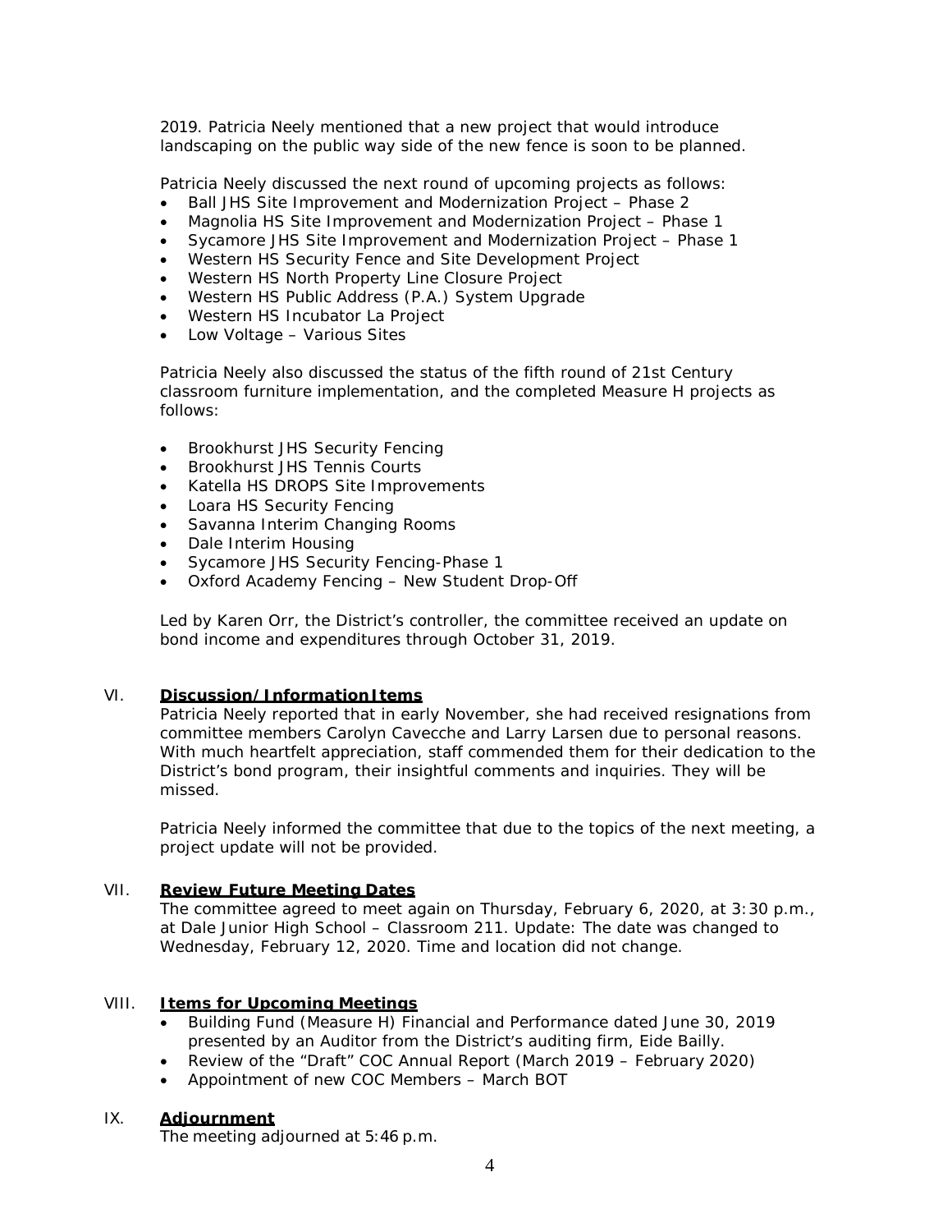2019. Patricia Neely mentioned that a new project that would introduce landscaping on the public way side of the new fence is soon to be planned.

Patricia Neely discussed the next round of upcoming projects as follows:

- Ball JHS Site Improvement and Modernization Project – Phase 2
- Magnolia HS Site Improvement and Modernization Project – Phase 1
- Sycamore JHS Site Improvement and Modernization Project – Phase 1
- Western HS Security Fence and Site Development Project
- Western HS North Property Line Closure Project
- Western HS Public Address (P.A.) System Upgrade
- Western HS Incubator La Project
- Low Voltage – Various Sites

Patricia Neely also discussed the status of the fifth round of 21st Century classroom furniture implementation, and the completed Measure H projects as follows:

- Brookhurst JHS Security Fencing
- Brookhurst JHS Tennis Courts
- Katella HS DROPS Site Improvements
- Loara HS Security Fencing
- Savanna Interim Changing Rooms
- Dale Interim Housing
- Sycamore JHS Security Fencing-Phase 1
- Oxford Academy Fencing – New Student Drop-Off

Led by Karen Orr, the District's controller, the committee received an update on bond income and expenditures through October 31, 2019.

## VI. Discussion/InformationItems

Patricia Neely reported that in early November, she had received resignations from committee members Carolyn Cavecche and Larry Larsen due to personal reasons. With much heartfelt appreciation, staff commended them for their dedication to the District's bond program, their insightful comments and inquiries. They will be missed.

Patricia Neely informed the committee that due to the topics of the next meeting, a project update will not be provided.

## VII. Review Future Meeting Dates

The committee agreed to meet again on Thursday, February 6, 2020, at 3:30 p.m., at Dale Junior High School – Classroom 211. Update: The date was changed to Wednesday, February 12, 2020. Time and location did not change.

## VIII. Items for Upcoming Meetings

- Building Fund (Measure H) Financial and Performance dated June 30, 2019 presented by an Auditor from the District's auditing firm, Eide Bailly.
- Review of the "Draft" COC Annual Report (March 2019 – February 2020)
- Appointment of new COC Members – March BOT

## IX. Adjournment

The meeting adjourned at 5:46 p.m.